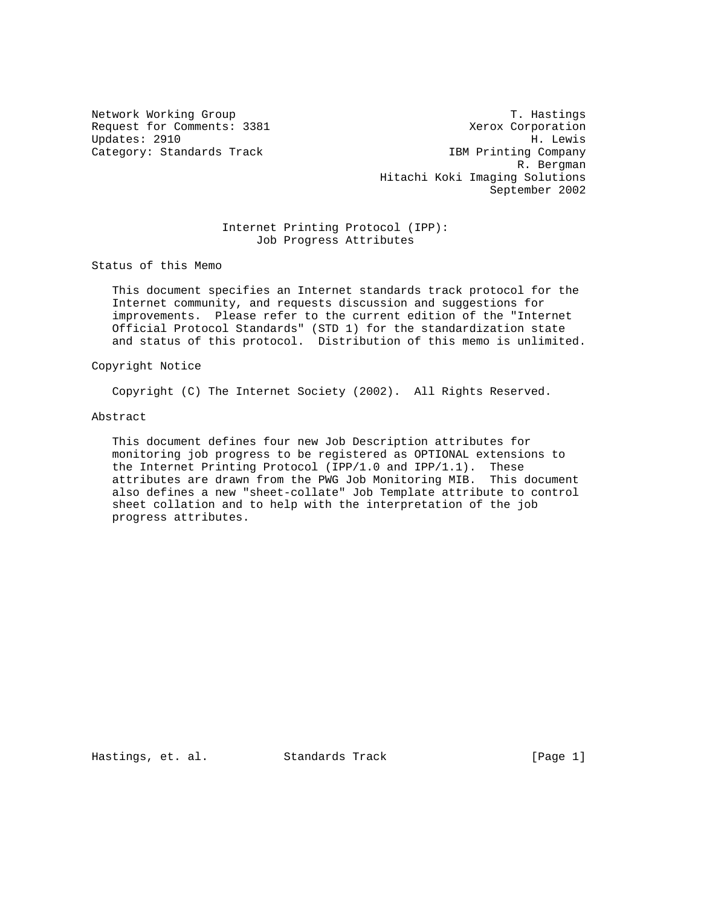Network Working Group T. Hastings
Request for Comments: 3381 Xerox Corporation
Updates: 2910 H. Lewis
Category: Standards Track IBM Printing Company
R. Bergman
Hitachi Koki Imaging Solutions
September 2002

# Internet Printing Protocol (IPP): Job Progress Attributes

## Status of this Memo

This document specifies an Internet standards track protocol for the Internet community, and requests discussion and suggestions for improvements. Please refer to the current edition of the "Internet Official Protocol Standards" (STD 1) for the standardization state and status of this protocol. Distribution of this memo is unlimited.

## Copyright Notice

Copyright (C) The Internet Society (2002). All Rights Reserved.

## Abstract

This document defines four new Job Description attributes for monitoring job progress to be registered as OPTIONAL extensions to the Internet Printing Protocol (IPP/1.0 and IPP/1.1). These attributes are drawn from the PWG Job Monitoring MIB. This document also defines a new "sheet-collate" Job Template attribute to control sheet collation and to help with the interpretation of the job progress attributes.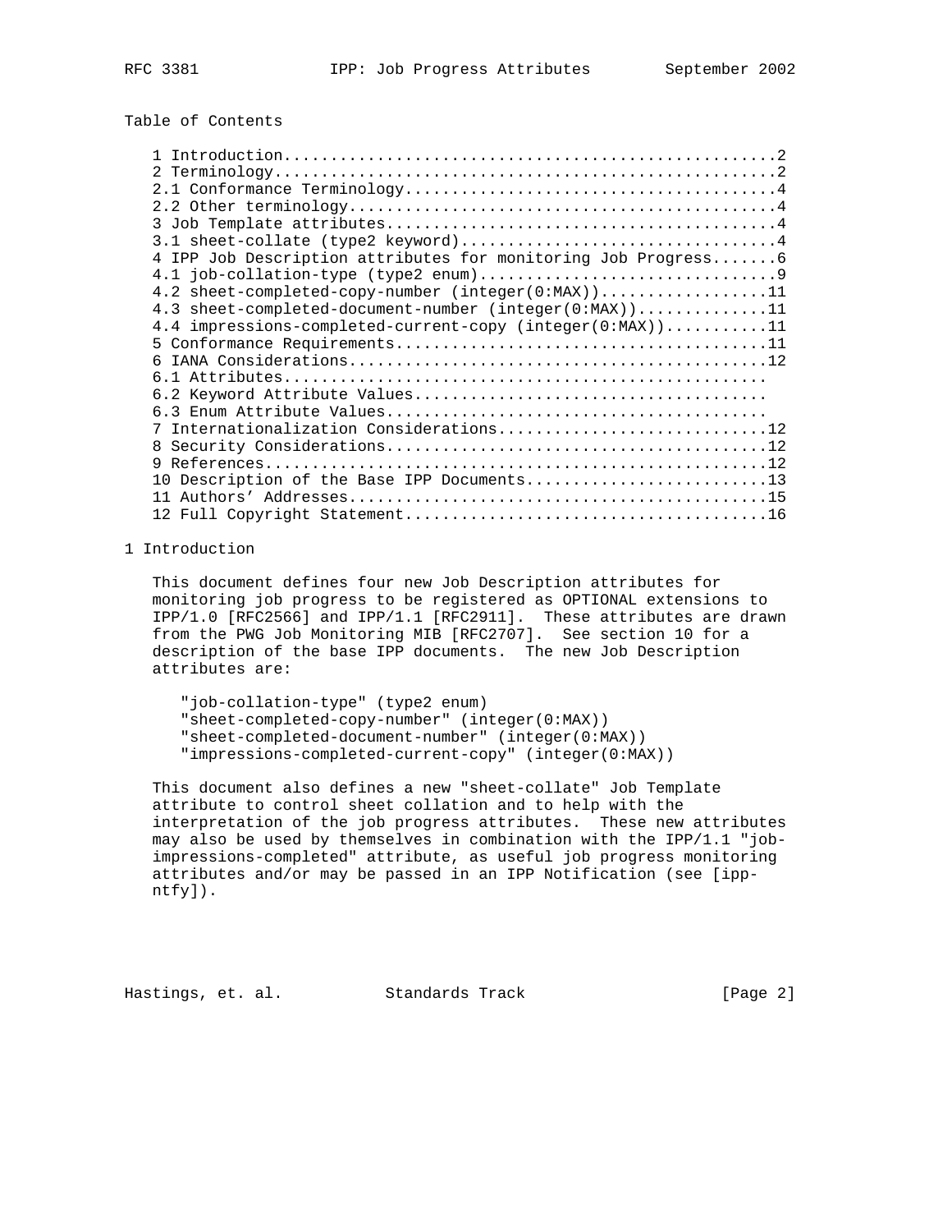## Table of Contents

```
1 Introduction....................................................2
2 Terminology.....................................................2
2.1 Conformance Terminology.......................................4
2.2 Other terminology.............................................4
3 Job Template attributes.........................................4
3.1 sheet-collate (type2 keyword).................................4
4 IPP Job Description attributes for monitoring Job Progress.......6
4.1 job-collation-type (type2 enum)...............................9
4.2 sheet-completed-copy-number (integer(0:MAX))..................11
4.3 sheet-completed-document-number (integer(0:MAX))..............11
4.4 impressions-completed-current-copy (integer(0:MAX))...........11
5 Conformance Requirements........................................11
6 IANA Considerations.............................................12
6.1 Attributes..................................................
6.2 Keyword Attribute Values....................................
6.3 Enum Attribute Values.......................................
7 Internationalization Considerations.............................12
8 Security Considerations.........................................12
9 References......................................................12
10 Description of the Base IPP Documents..........................13
11 Authors' Addresses.............................................15
12 Full Copyright Statement.......................................16
```

## 1 Introduction

This document defines four new Job Description attributes for monitoring job progress to be registered as OPTIONAL extensions to IPP/1.0 [RFC2566] and IPP/1.1 [RFC2911]. These attributes are drawn from the PWG Job Monitoring MIB [RFC2707]. See section 10 for a description of the base IPP documents. The new Job Description attributes are:

```
"job-collation-type" (type2 enum)
"sheet-completed-copy-number" (integer(0:MAX))
"sheet-completed-document-number" (integer(0:MAX))
"impressions-completed-current-copy" (integer(0:MAX))
```

This document also defines a new "sheet-collate" Job Template attribute to control sheet collation and to help with the interpretation of the job progress attributes. These new attributes may also be used by themselves in combination with the IPP/1.1 "job-impressions-completed" attribute, as useful job progress monitoring attributes and/or may be passed in an IPP Notification (see [ipp-ntfy]).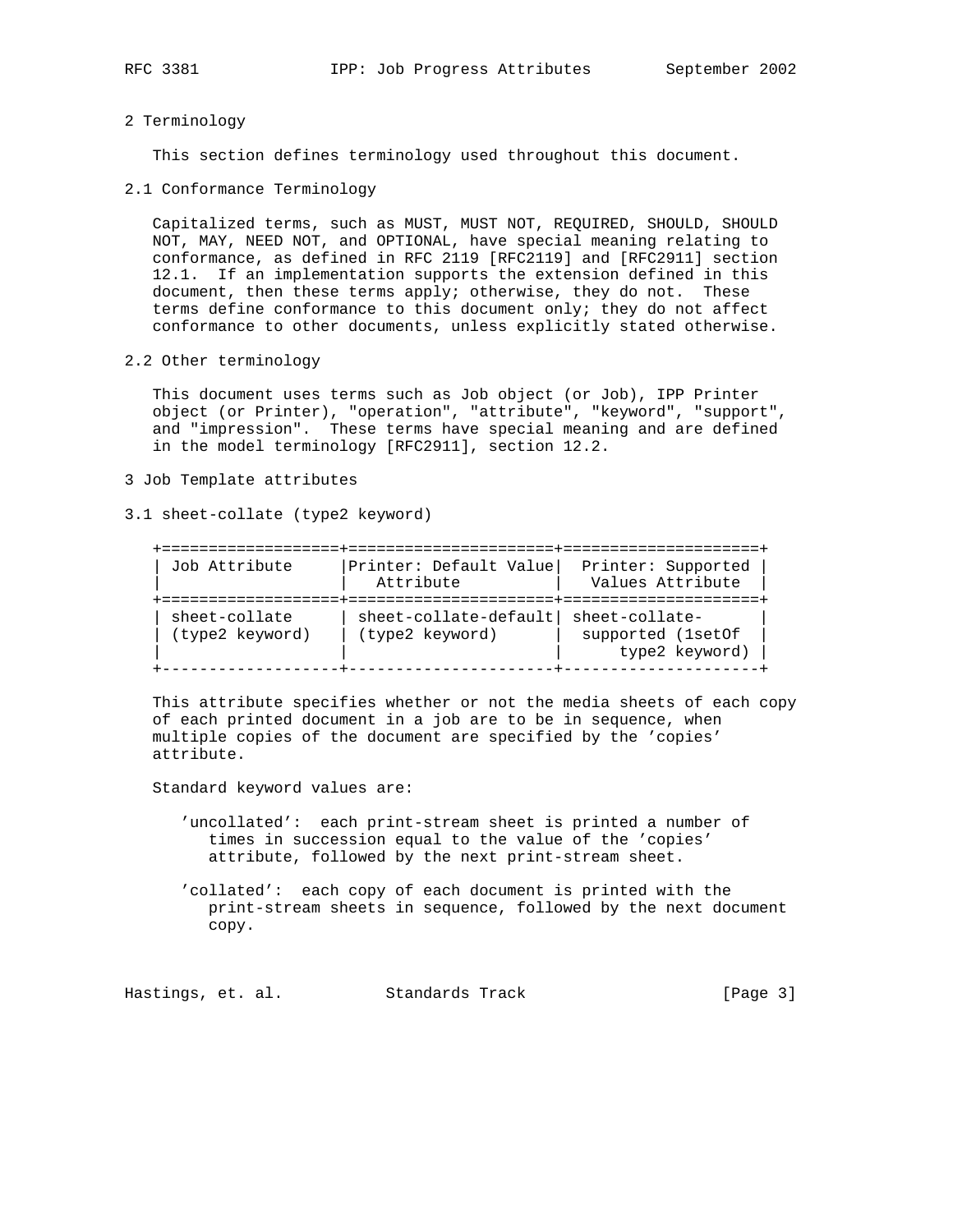## 2 Terminology

This section defines terminology used throughout this document.

### 2.1 Conformance Terminology

Capitalized terms, such as MUST, MUST NOT, REQUIRED, SHOULD, SHOULD NOT, MAY, NEED NOT, and OPTIONAL, have special meaning relating to conformance, as defined in RFC 2119 [RFC2119] and [RFC2911] section 12.1. If an implementation supports the extension defined in this document, then these terms apply; otherwise, they do not. These terms define conformance to this document only; they do not affect conformance to other documents, unless explicitly stated otherwise.

### 2.2 Other terminology

This document uses terms such as Job object (or Job), IPP Printer object (or Printer), "operation", "attribute", "keyword", "support", and "impression". These terms have special meaning and are defined in the model terminology [RFC2911], section 12.2.

## 3 Job Template attributes

### 3.1 sheet-collate (type2 keyword)

| Job Attribute | Printer: Default Value Attribute | Printer: Supported Values Attribute |
|---|---|---|
| sheet-collate (type2 keyword) | sheet-collate-default (type2 keyword) | sheet-collate-supported (1setOf type2 keyword) |

This attribute specifies whether or not the media sheets of each copy of each printed document in a job are to be in sequence, when multiple copies of the document are specified by the 'copies' attribute.

Standard keyword values are:

- 'uncollated': each print-stream sheet is printed a number of times in succession equal to the value of the 'copies' attribute, followed by the next print-stream sheet.

- 'collated': each copy of each document is printed with the print-stream sheets in sequence, followed by the next document copy.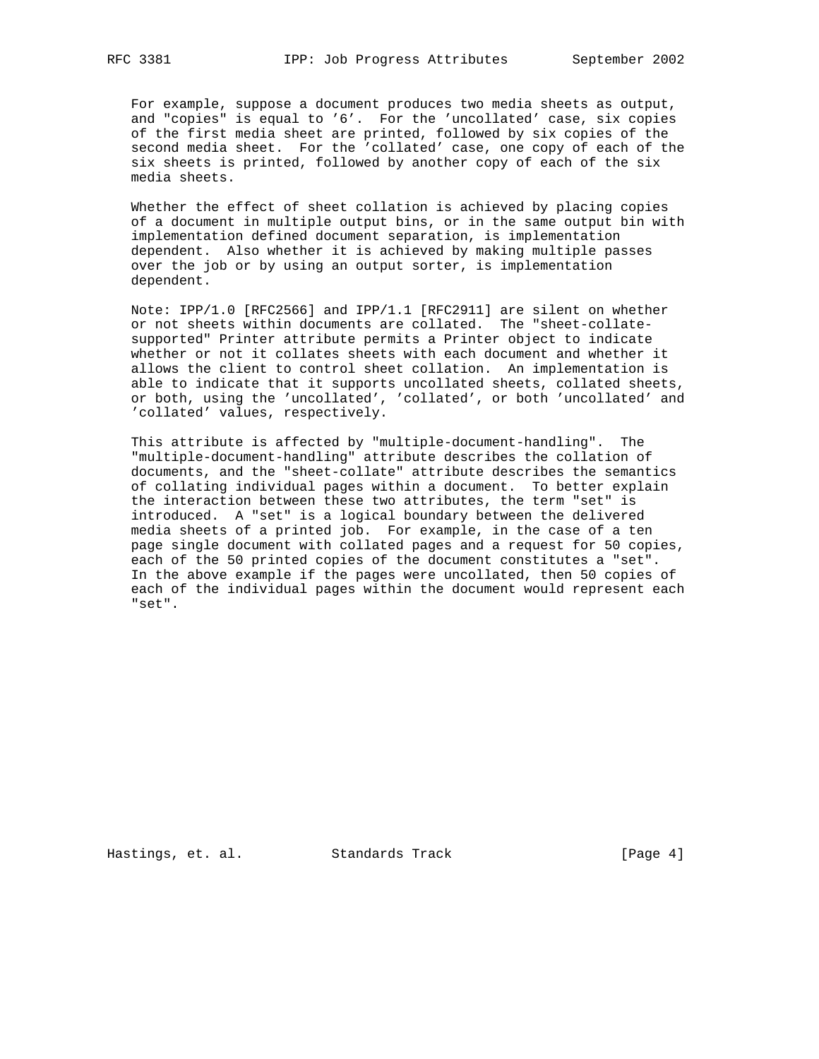For example, suppose a document produces two media sheets as output, and "copies" is equal to '6'. For the 'uncollated' case, six copies of the first media sheet are printed, followed by six copies of the second media sheet. For the 'collated' case, one copy of each of the six sheets is printed, followed by another copy of each of the six media sheets.

Whether the effect of sheet collation is achieved by placing copies of a document in multiple output bins, or in the same output bin with implementation defined document separation, is implementation dependent. Also whether it is achieved by making multiple passes over the job or by using an output sorter, is implementation dependent.

Note: IPP/1.0 [RFC2566] and IPP/1.1 [RFC2911] are silent on whether or not sheets within documents are collated. The "sheet-collate-supported" Printer attribute permits a Printer object to indicate whether or not it collates sheets with each document and whether it allows the client to control sheet collation. An implementation is able to indicate that it supports uncollated sheets, collated sheets, or both, using the 'uncollated', 'collated', or both 'uncollated' and 'collated' values, respectively.

This attribute is affected by "multiple-document-handling". The "multiple-document-handling" attribute describes the collation of documents, and the "sheet-collate" attribute describes the semantics of collating individual pages within a document. To better explain the interaction between these two attributes, the term "set" is introduced. A "set" is a logical boundary between the delivered media sheets of a printed job. For example, in the case of a ten page single document with collated pages and a request for 50 copies, each of the 50 printed copies of the document constitutes a "set". In the above example if the pages were uncollated, then 50 copies of each of the individual pages within the document would represent each "set".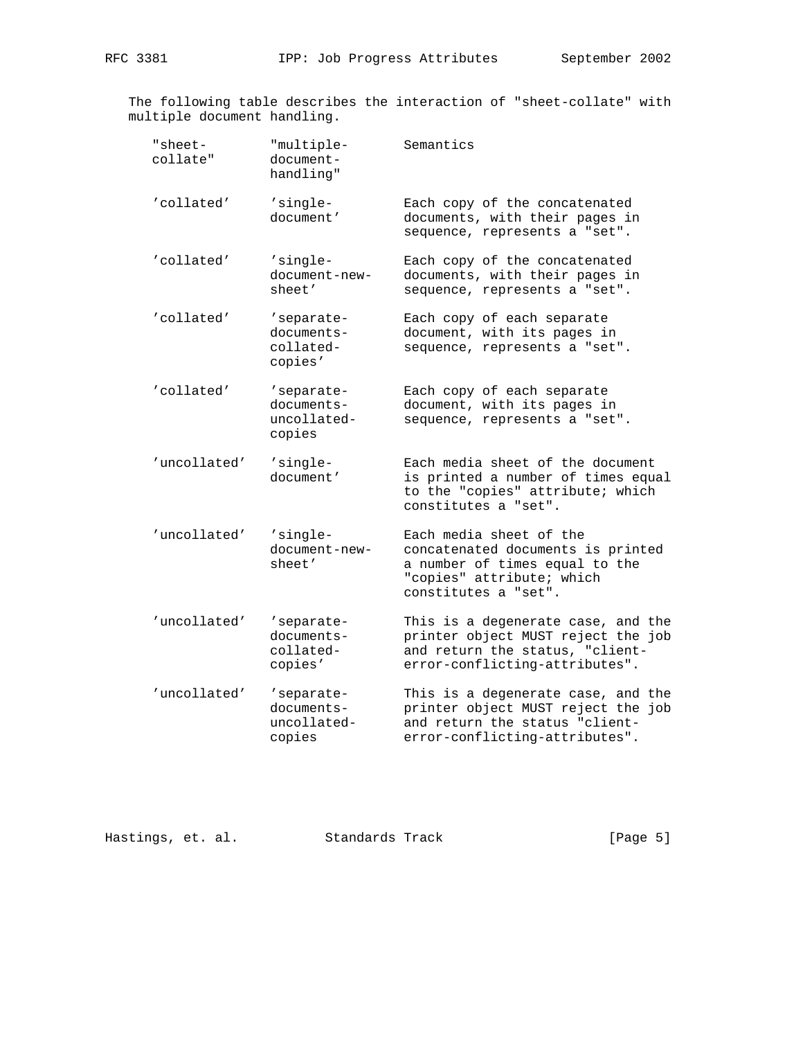The following table describes the interaction of "sheet-collate" with multiple document handling.

| "sheet-collate" | "multiple-document-handling" | Semantics |
|---|---|---|
| 'collated' | 'single-document' | Each copy of the concatenated documents, with their pages in sequence, represents a "set". |
| 'collated' | 'single-document-new-sheet' | Each copy of the concatenated documents, with their pages in sequence, represents a "set". |
| 'collated' | 'separate-documents-collated-copies' | Each copy of each separate document, with its pages in sequence, represents a "set". |
| 'collated' | 'separate-documents-uncollated-copies | Each copy of each separate document, with its pages in sequence, represents a "set". |
| 'uncollated' | 'single-document' | Each media sheet of the document is printed a number of times equal to the "copies" attribute; which constitutes a "set". |
| 'uncollated' | 'single-document-new-sheet' | Each media sheet of the concatenated documents is printed a number of times equal to the "copies" attribute; which constitutes a "set". |
| 'uncollated' | 'separate-documents-collated-copies' | This is a degenerate case, and the printer object MUST reject the job and return the status, "client-error-conflicting-attributes". |
| 'uncollated' | 'separate-documents-uncollated-copies | This is a degenerate case, and the printer object MUST reject the job and return the status "client-error-conflicting-attributes". |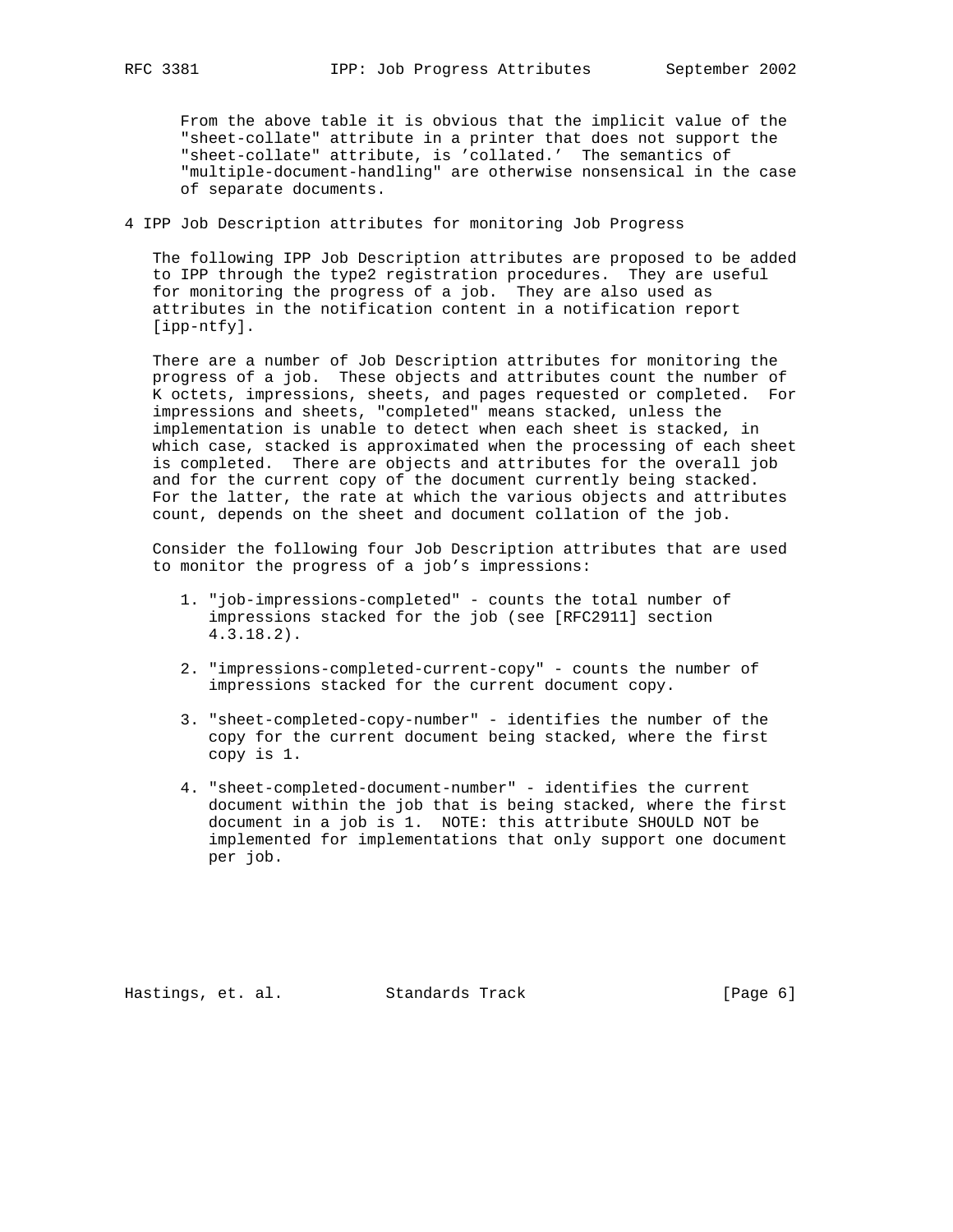From the above table it is obvious that the implicit value of the "sheet-collate" attribute in a printer that does not support the "sheet-collate" attribute, is 'collated.' The semantics of "multiple-document-handling" are otherwise nonsensical in the case of separate documents.

# 4 IPP Job Description attributes for monitoring Job Progress

The following IPP Job Description attributes are proposed to be added to IPP through the type2 registration procedures. They are useful for monitoring the progress of a job. They are also used as attributes in the notification content in a notification report [ipp-ntfy].

There are a number of Job Description attributes for monitoring the progress of a job. These objects and attributes count the number of K octets, impressions, sheets, and pages requested or completed. For impressions and sheets, "completed" means stacked, unless the implementation is unable to detect when each sheet is stacked, in which case, stacked is approximated when the processing of each sheet is completed. There are objects and attributes for the overall job and for the current copy of the document currently being stacked. For the latter, the rate at which the various objects and attributes count, depends on the sheet and document collation of the job.

Consider the following four Job Description attributes that are used to monitor the progress of a job's impressions:

1. "job-impressions-completed" - counts the total number of impressions stacked for the job (see [RFC2911] section 4.3.18.2).

2. "impressions-completed-current-copy" - counts the number of impressions stacked for the current document copy.

3. "sheet-completed-copy-number" - identifies the number of the copy for the current document being stacked, where the first copy is 1.

4. "sheet-completed-document-number" - identifies the current document within the job that is being stacked, where the first document in a job is 1. NOTE: this attribute SHOULD NOT be implemented for implementations that only support one document per job.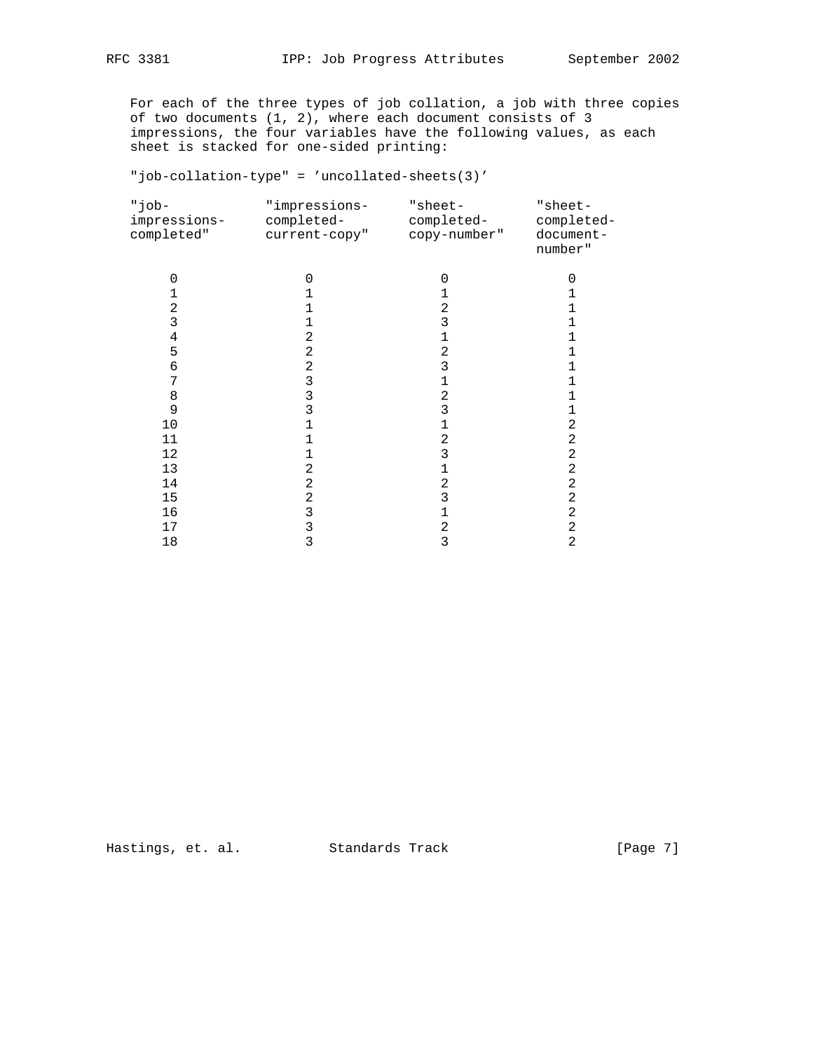For each of the three types of job collation, a job with three copies of two documents (1, 2), where each document consists of 3 impressions, the four variables have the following values, as each sheet is stacked for one-sided printing:

"job-collation-type" = 'uncollated-sheets(3)'

| "job-impressions-completed" | "impressions-completed-current-copy" | "sheet-completed-copy-number" | "sheet-completed-document-number" |
|---|---|---|---|
| 0 | 0 | 0 | 0 |
| 1 | 1 | 1 | 1 |
| 2 | 1 | 2 | 1 |
| 3 | 1 | 3 | 1 |
| 4 | 2 | 1 | 1 |
| 5 | 2 | 2 | 1 |
| 6 | 2 | 3 | 1 |
| 7 | 3 | 1 | 1 |
| 8 | 3 | 2 | 1 |
| 9 | 3 | 3 | 1 |
| 10 | 1 | 1 | 2 |
| 11 | 1 | 2 | 2 |
| 12 | 1 | 3 | 2 |
| 13 | 2 | 1 | 2 |
| 14 | 2 | 2 | 2 |
| 15 | 2 | 3 | 2 |
| 16 | 3 | 1 | 2 |
| 17 | 3 | 2 | 2 |
| 18 | 3 | 3 | 2 |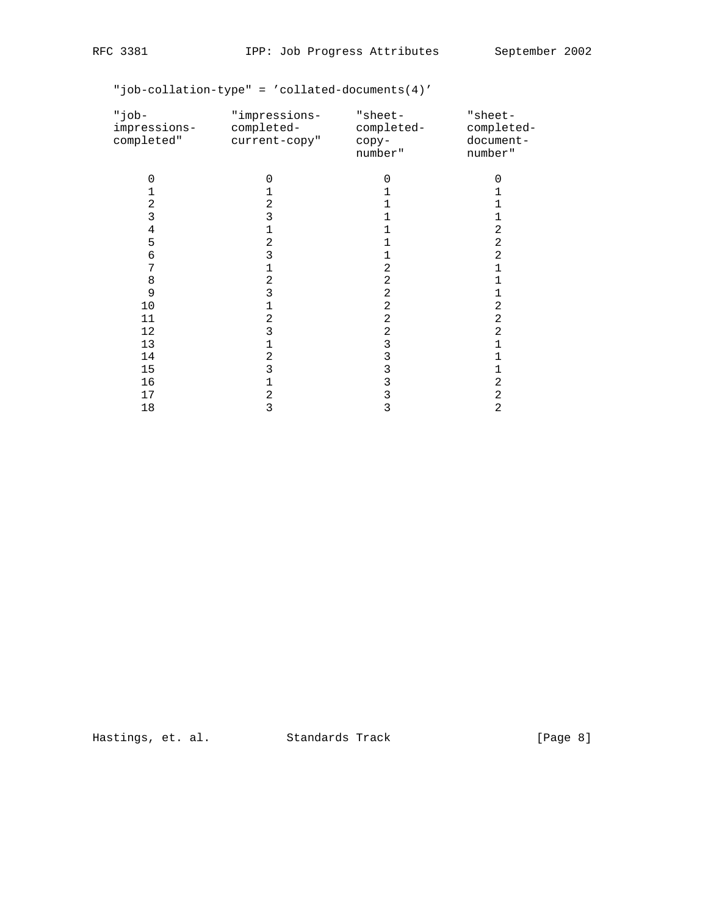"job-collation-type" = 'collated-documents(4)'

| "job-impressions-completed" | "impressions-completed-current-copy" | "sheet-completed-copy-number" | "sheet-completed-document-number" |
|---|---|---|---|
| 0 | 0 | 0 | 0 |
| 1 | 1 | 1 | 1 |
| 2 | 2 | 1 | 1 |
| 3 | 3 | 1 | 1 |
| 4 | 1 | 1 | 2 |
| 5 | 2 | 1 | 2 |
| 6 | 3 | 1 | 2 |
| 7 | 1 | 2 | 1 |
| 8 | 2 | 2 | 1 |
| 9 | 3 | 2 | 1 |
| 10 | 1 | 2 | 2 |
| 11 | 2 | 2 | 2 |
| 12 | 3 | 2 | 2 |
| 13 | 1 | 3 | 1 |
| 14 | 2 | 3 | 1 |
| 15 | 3 | 3 | 1 |
| 16 | 1 | 3 | 2 |
| 17 | 2 | 3 | 2 |
| 18 | 3 | 3 | 2 |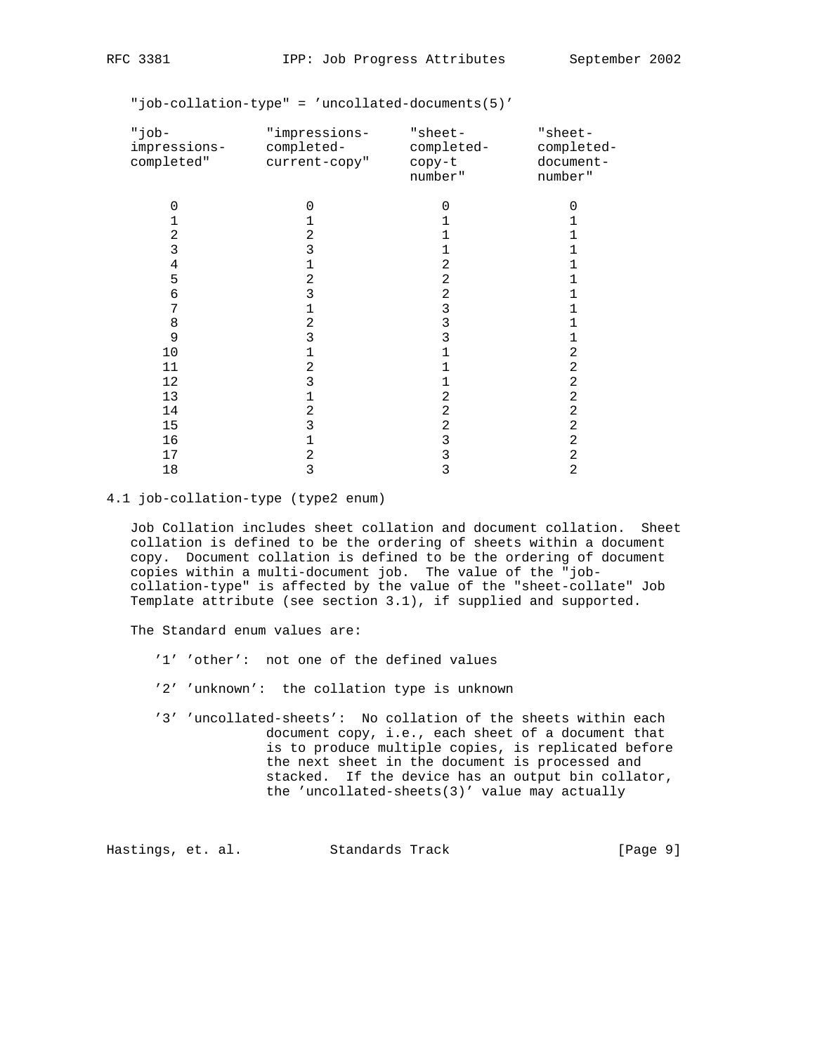"job-collation-type" = 'uncollated-documents(5)'

| "job-impressions-completed" | "impressions-completed-current-copy" | "sheet-completed-copy-t number" | "sheet-completed-document-number" |
|---|---|---|---|
| 0 | 0 | 0 | 0 |
| 1 | 1 | 1 | 1 |
| 2 | 2 | 1 | 1 |
| 3 | 3 | 1 | 1 |
| 4 | 1 | 2 | 1 |
| 5 | 2 | 2 | 1 |
| 6 | 3 | 2 | 1 |
| 7 | 1 | 3 | 1 |
| 8 | 2 | 3 | 1 |
| 9 | 3 | 3 | 1 |
| 10 | 1 | 1 | 2 |
| 11 | 2 | 1 | 2 |
| 12 | 3 | 1 | 2 |
| 13 | 1 | 2 | 2 |
| 14 | 2 | 2 | 2 |
| 15 | 3 | 2 | 2 |
| 16 | 1 | 3 | 2 |
| 17 | 2 | 3 | 2 |
| 18 | 3 | 3 | 2 |

## 4.1 job-collation-type (type2 enum)

Job Collation includes sheet collation and document collation. Sheet collation is defined to be the ordering of sheets within a document copy. Document collation is defined to be the ordering of document copies within a multi-document job. The value of the "job-collation-type" is affected by the value of the "sheet-collate" Job Template attribute (see section 3.1), if supplied and supported.

The Standard enum values are:

'1' 'other': not one of the defined values

'2' 'unknown': the collation type is unknown

'3' 'uncollated-sheets': No collation of the sheets within each document copy, i.e., each sheet of a document that is to produce multiple copies, is replicated before the next sheet in the document is processed and stacked. If the device has an output bin collator, the 'uncollated-sheets(3)' value may actually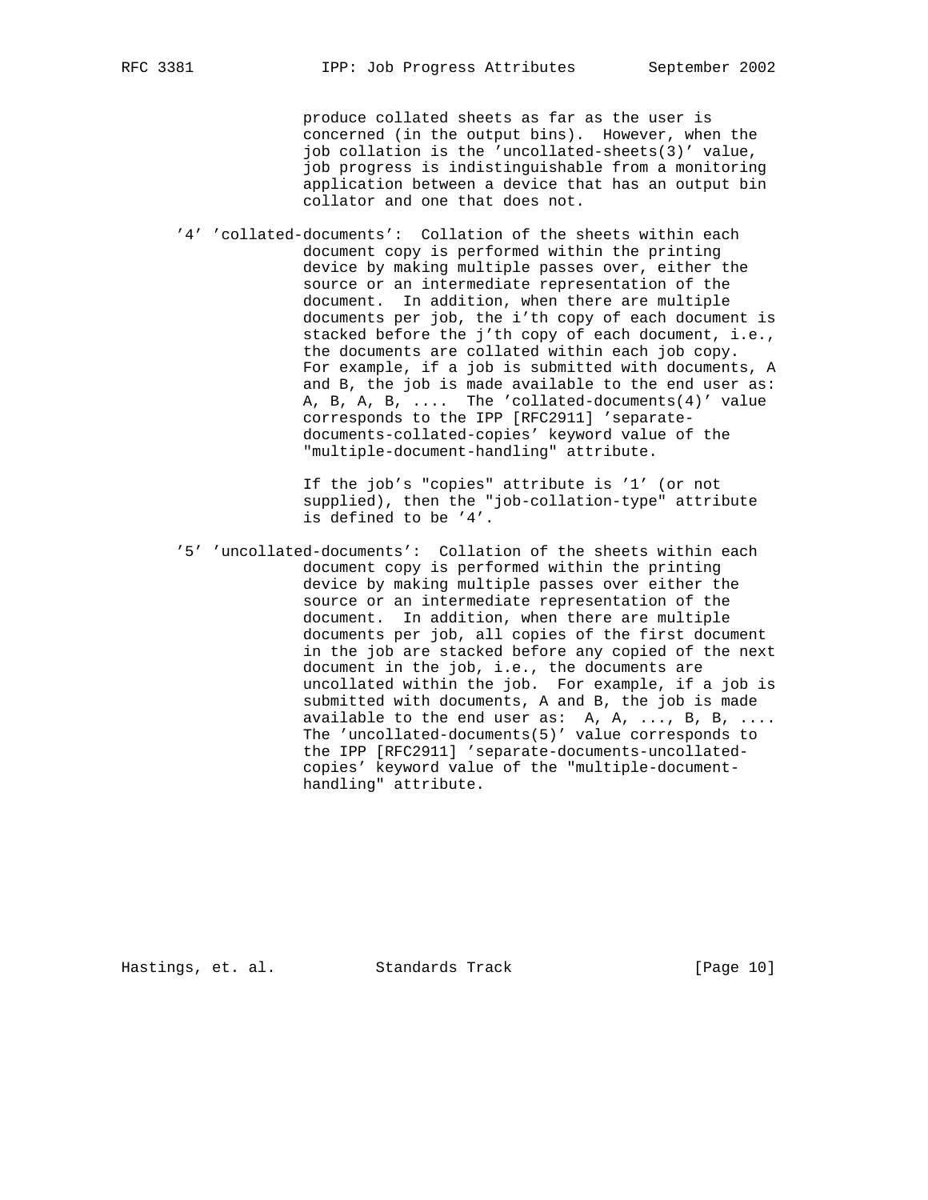produce collated sheets as far as the user is concerned (in the output bins). However, when the job collation is the 'uncollated-sheets(3)' value, job progress is indistinguishable from a monitoring application between a device that has an output bin collator and one that does not.

'4' 'collated-documents': Collation of the sheets within each document copy is performed within the printing device by making multiple passes over, either the source or an intermediate representation of the document. In addition, when there are multiple documents per job, the i'th copy of each document is stacked before the j'th copy of each document, i.e., the documents are collated within each job copy. For example, if a job is submitted with documents, A and B, the job is made available to the end user as: A, B, A, B, .... The 'collated-documents(4)' value corresponds to the IPP [RFC2911] 'separate-documents-collated-copies' keyword value of the "multiple-document-handling" attribute.

If the job's "copies" attribute is '1' (or not supplied), then the "job-collation-type" attribute is defined to be '4'.

'5' 'uncollated-documents': Collation of the sheets within each document copy is performed within the printing device by making multiple passes over either the source or an intermediate representation of the document. In addition, when there are multiple documents per job, all copies of the first document in the job are stacked before any copied of the next document in the job, i.e., the documents are uncollated within the job. For example, if a job is submitted with documents, A and B, the job is made available to the end user as: A, A, ..., B, B, .... The 'uncollated-documents(5)' value corresponds to the IPP [RFC2911] 'separate-documents-uncollated-copies' keyword value of the "multiple-document-handling" attribute.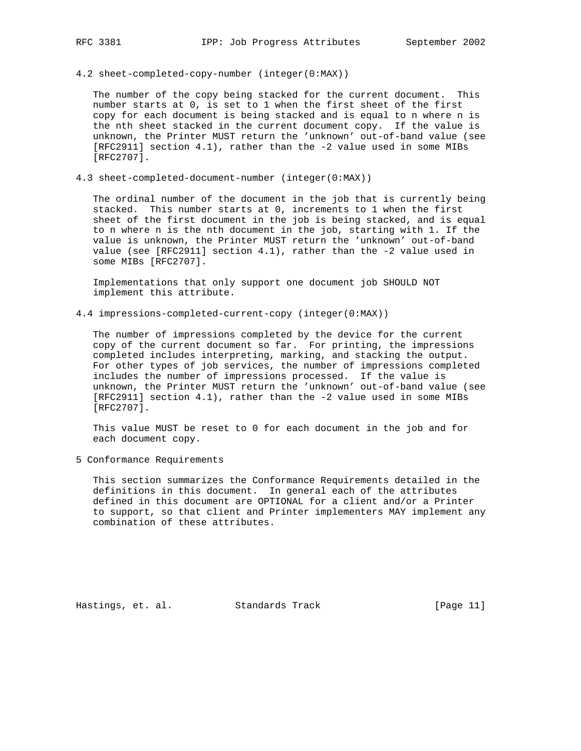### 4.2 sheet-completed-copy-number (integer(0:MAX))

The number of the copy being stacked for the current document. This number starts at 0, is set to 1 when the first sheet of the first copy for each document is being stacked and is equal to n where n is the nth sheet stacked in the current document copy. If the value is unknown, the Printer MUST return the 'unknown' out-of-band value (see [RFC2911] section 4.1), rather than the -2 value used in some MIBs [RFC2707].

### 4.3 sheet-completed-document-number (integer(0:MAX))

The ordinal number of the document in the job that is currently being stacked. This number starts at 0, increments to 1 when the first sheet of the first document in the job is being stacked, and is equal to n where n is the nth document in the job, starting with 1. If the value is unknown, the Printer MUST return the 'unknown' out-of-band value (see [RFC2911] section 4.1), rather than the -2 value used in some MIBs [RFC2707].

Implementations that only support one document job SHOULD NOT implement this attribute.

### 4.4 impressions-completed-current-copy (integer(0:MAX))

The number of impressions completed by the device for the current copy of the current document so far. For printing, the impressions completed includes interpreting, marking, and stacking the output. For other types of job services, the number of impressions completed includes the number of impressions processed. If the value is unknown, the Printer MUST return the 'unknown' out-of-band value (see [RFC2911] section 4.1), rather than the -2 value used in some MIBs [RFC2707].

This value MUST be reset to 0 for each document in the job and for each document copy.

## 5 Conformance Requirements

This section summarizes the Conformance Requirements detailed in the definitions in this document. In general each of the attributes defined in this document are OPTIONAL for a client and/or a Printer to support, so that client and Printer implementers MAY implement any combination of these attributes.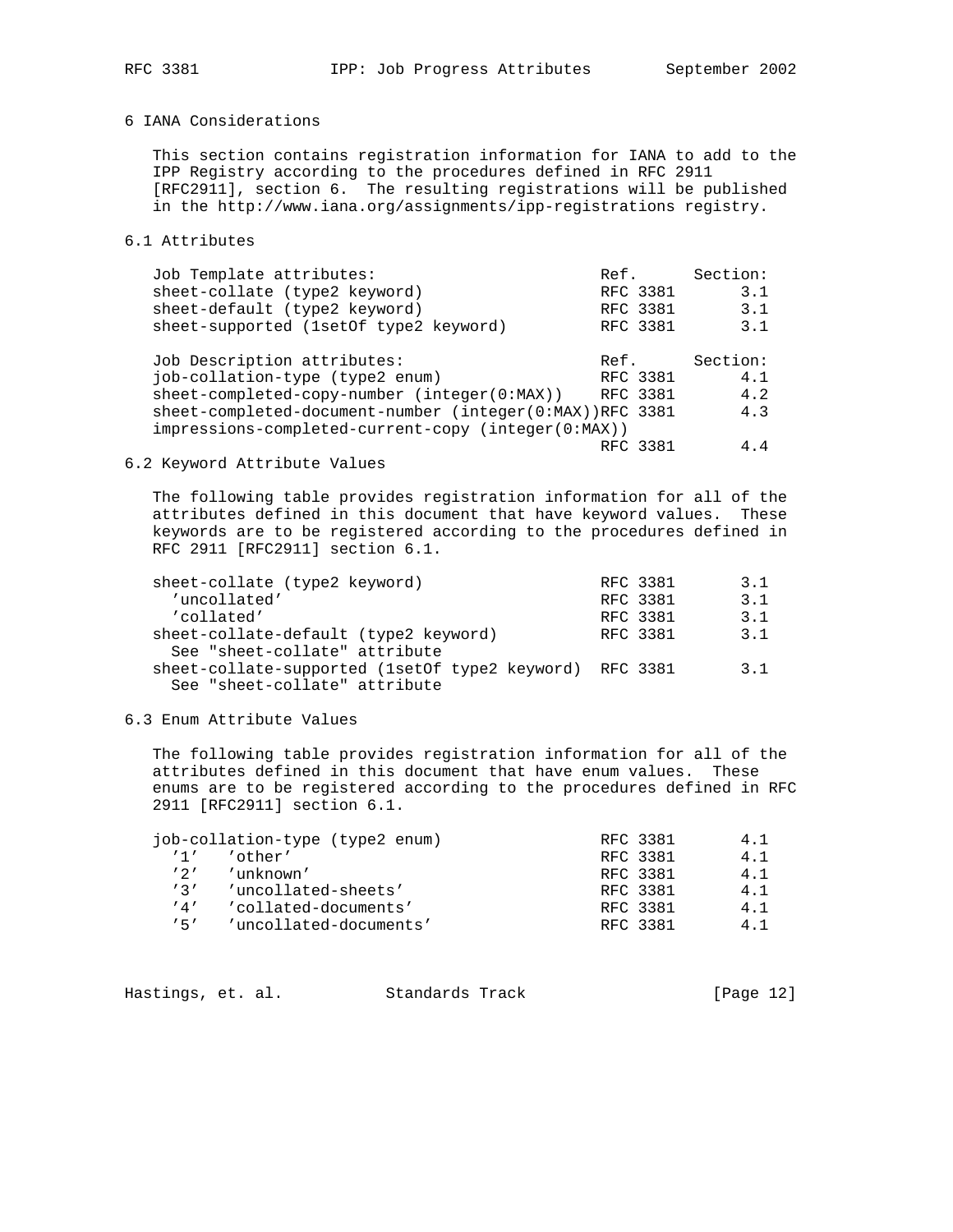## 6 IANA Considerations

This section contains registration information for IANA to add to the IPP Registry according to the procedures defined in RFC 2911 [RFC2911], section 6. The resulting registrations will be published in the http://www.iana.org/assignments/ipp-registrations registry.

### 6.1 Attributes

| Job Template attributes: | Ref. | Section: |
|---|---|---|
| sheet-collate (type2 keyword) | RFC 3381 | 3.1 |
| sheet-default (type2 keyword) | RFC 3381 | 3.1 |
| sheet-supported (1setOf type2 keyword) | RFC 3381 | 3.1 |

| Job Description attributes: | Ref. | Section: |
|---|---|---|
| job-collation-type (type2 enum) | RFC 3381 | 4.1 |
| sheet-completed-copy-number (integer(0:MAX)) | RFC 3381 | 4.2 |
| sheet-completed-document-number (integer(0:MAX)) | RFC 3381 | 4.3 |
| impressions-completed-current-copy (integer(0:MAX)) | RFC 3381 | 4.4 |

### 6.2 Keyword Attribute Values

The following table provides registration information for all of the attributes defined in this document that have keyword values. These keywords are to be registered according to the procedures defined in RFC 2911 [RFC2911] section 6.1.

| | | |
|---|---|---|
| sheet-collate (type2 keyword) | RFC 3381 | 3.1 |
| 'uncollated' | RFC 3381 | 3.1 |
| 'collated' | RFC 3381 | 3.1 |
| sheet-collate-default (type2 keyword) See "sheet-collate" attribute | RFC 3381 | 3.1 |
| sheet-collate-supported (1setOf type2 keyword) See "sheet-collate" attribute | RFC 3381 | 3.1 |

### 6.3 Enum Attribute Values

The following table provides registration information for all of the attributes defined in this document that have enum values. These enums are to be registered according to the procedures defined in RFC 2911 [RFC2911] section 6.1.

| | | |
|---|---|---|
| job-collation-type (type2 enum) | RFC 3381 | 4.1 |
| '1' 'other' | RFC 3381 | 4.1 |
| '2' 'unknown' | RFC 3381 | 4.1 |
| '3' 'uncollated-sheets' | RFC 3381 | 4.1 |
| '4' 'collated-documents' | RFC 3381 | 4.1 |
| '5' 'uncollated-documents' | RFC 3381 | 4.1 |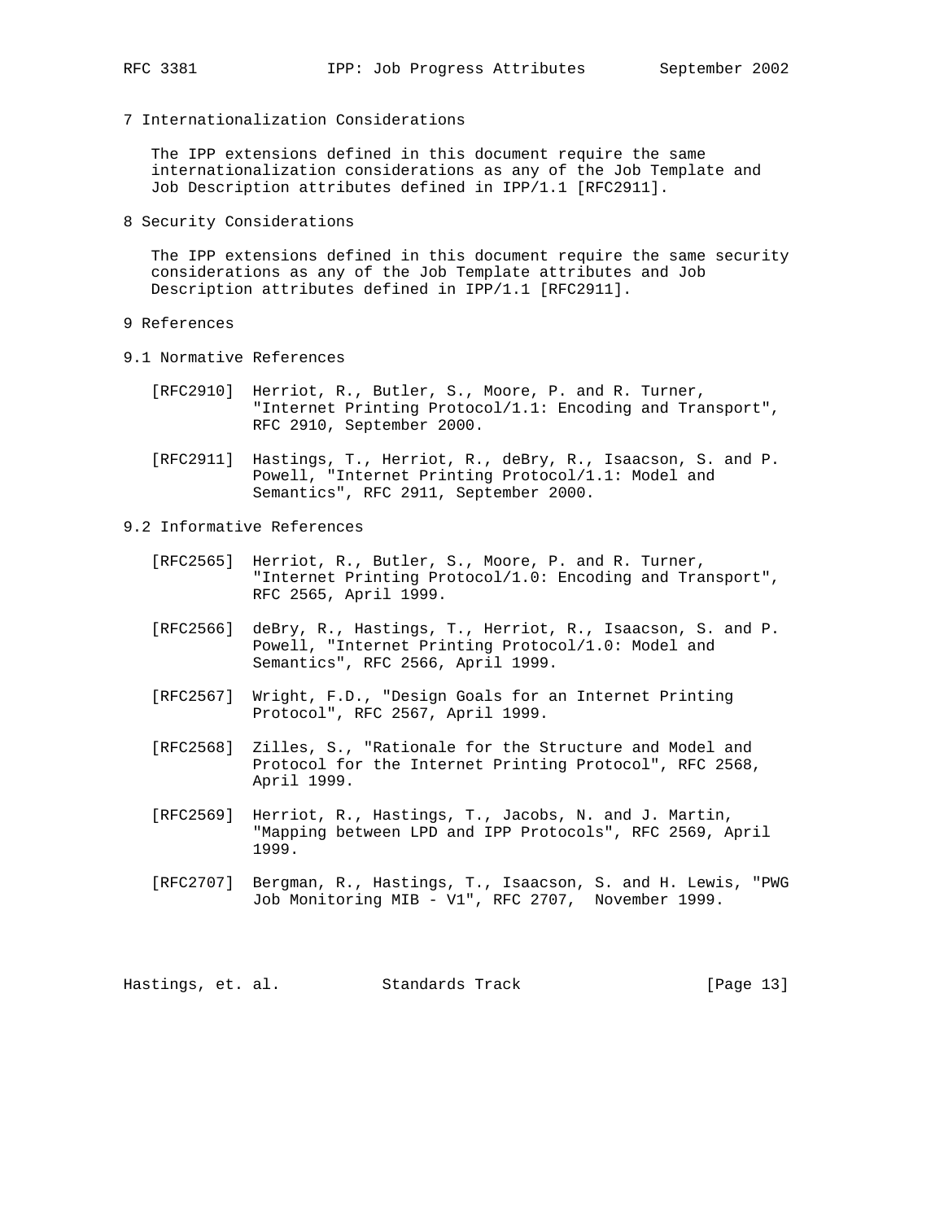# 7 Internationalization Considerations

The IPP extensions defined in this document require the same internationalization considerations as any of the Job Template and Job Description attributes defined in IPP/1.1 [RFC2911].

# 8 Security Considerations

The IPP extensions defined in this document require the same security considerations as any of the Job Template attributes and Job Description attributes defined in IPP/1.1 [RFC2911].

# 9 References

## 9.1 Normative References

[RFC2910] Herriot, R., Butler, S., Moore, P. and R. Turner, "Internet Printing Protocol/1.1: Encoding and Transport", RFC 2910, September 2000.

[RFC2911] Hastings, T., Herriot, R., deBry, R., Isaacson, S. and P. Powell, "Internet Printing Protocol/1.1: Model and Semantics", RFC 2911, September 2000.

## 9.2 Informative References

[RFC2565] Herriot, R., Butler, S., Moore, P. and R. Turner, "Internet Printing Protocol/1.0: Encoding and Transport", RFC 2565, April 1999.

[RFC2566] deBry, R., Hastings, T., Herriot, R., Isaacson, S. and P. Powell, "Internet Printing Protocol/1.0: Model and Semantics", RFC 2566, April 1999.

[RFC2567] Wright, F.D., "Design Goals for an Internet Printing Protocol", RFC 2567, April 1999.

[RFC2568] Zilles, S., "Rationale for the Structure and Model and Protocol for the Internet Printing Protocol", RFC 2568, April 1999.

[RFC2569] Herriot, R., Hastings, T., Jacobs, N. and J. Martin, "Mapping between LPD and IPP Protocols", RFC 2569, April 1999.

[RFC2707] Bergman, R., Hastings, T., Isaacson, S. and H. Lewis, "PWG Job Monitoring MIB - V1", RFC 2707, November 1999.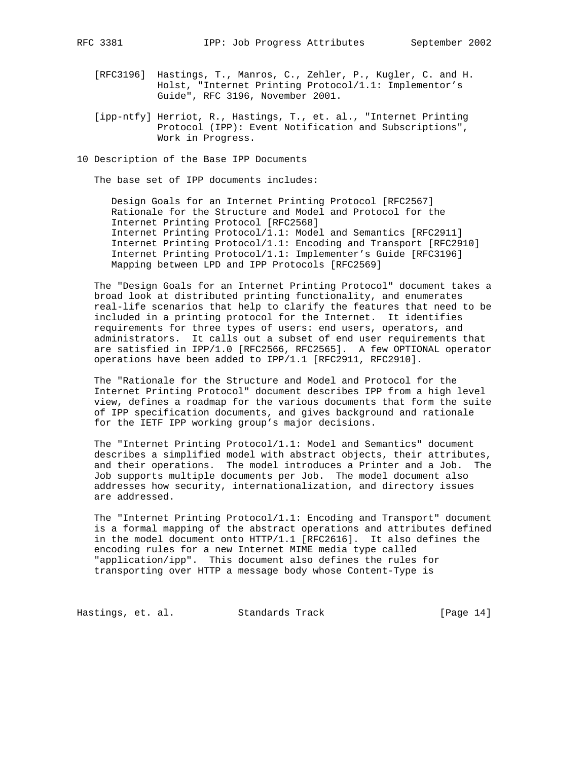[RFC3196] Hastings, T., Manros, C., Zehler, P., Kugler, C. and H. Holst, "Internet Printing Protocol/1.1: Implementor's Guide", RFC 3196, November 2001.

[ipp-ntfy] Herriot, R., Hastings, T., et. al., "Internet Printing Protocol (IPP): Event Notification and Subscriptions", Work in Progress.

## 10 Description of the Base IPP Documents

The base set of IPP documents includes:

Design Goals for an Internet Printing Protocol [RFC2567]
Rationale for the Structure and Model and Protocol for the Internet Printing Protocol [RFC2568]
Internet Printing Protocol/1.1: Model and Semantics [RFC2911]
Internet Printing Protocol/1.1: Encoding and Transport [RFC2910]
Internet Printing Protocol/1.1: Implementer's Guide [RFC3196]
Mapping between LPD and IPP Protocols [RFC2569]

The "Design Goals for an Internet Printing Protocol" document takes a broad look at distributed printing functionality, and enumerates real-life scenarios that help to clarify the features that need to be included in a printing protocol for the Internet. It identifies requirements for three types of users: end users, operators, and administrators. It calls out a subset of end user requirements that are satisfied in IPP/1.0 [RFC2566, RFC2565]. A few OPTIONAL operator operations have been added to IPP/1.1 [RFC2911, RFC2910].

The "Rationale for the Structure and Model and Protocol for the Internet Printing Protocol" document describes IPP from a high level view, defines a roadmap for the various documents that form the suite of IPP specification documents, and gives background and rationale for the IETF IPP working group's major decisions.

The "Internet Printing Protocol/1.1: Model and Semantics" document describes a simplified model with abstract objects, their attributes, and their operations. The model introduces a Printer and a Job. The Job supports multiple documents per Job. The model document also addresses how security, internationalization, and directory issues are addressed.

The "Internet Printing Protocol/1.1: Encoding and Transport" document is a formal mapping of the abstract operations and attributes defined in the model document onto HTTP/1.1 [RFC2616]. It also defines the encoding rules for a new Internet MIME media type called "application/ipp". This document also defines the rules for transporting over HTTP a message body whose Content-Type is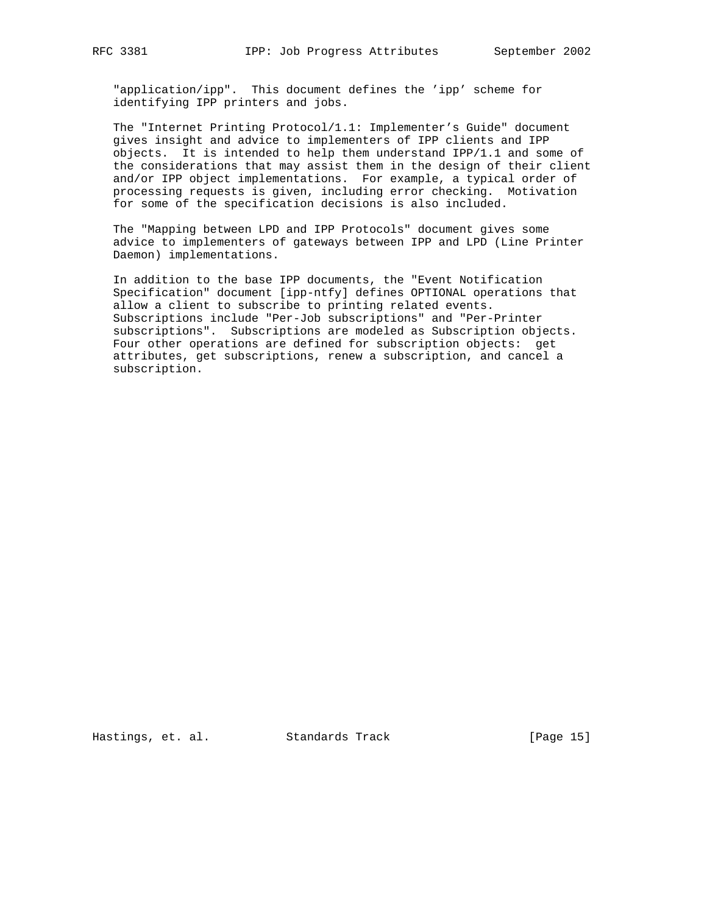"application/ipp". This document defines the 'ipp' scheme for identifying IPP printers and jobs.

The "Internet Printing Protocol/1.1: Implementer's Guide" document gives insight and advice to implementers of IPP clients and IPP objects. It is intended to help them understand IPP/1.1 and some of the considerations that may assist them in the design of their client and/or IPP object implementations. For example, a typical order of processing requests is given, including error checking. Motivation for some of the specification decisions is also included.

The "Mapping between LPD and IPP Protocols" document gives some advice to implementers of gateways between IPP and LPD (Line Printer Daemon) implementations.

In addition to the base IPP documents, the "Event Notification Specification" document [ipp-ntfy] defines OPTIONAL operations that allow a client to subscribe to printing related events. Subscriptions include "Per-Job subscriptions" and "Per-Printer subscriptions". Subscriptions are modeled as Subscription objects. Four other operations are defined for subscription objects: get attributes, get subscriptions, renew a subscription, and cancel a subscription.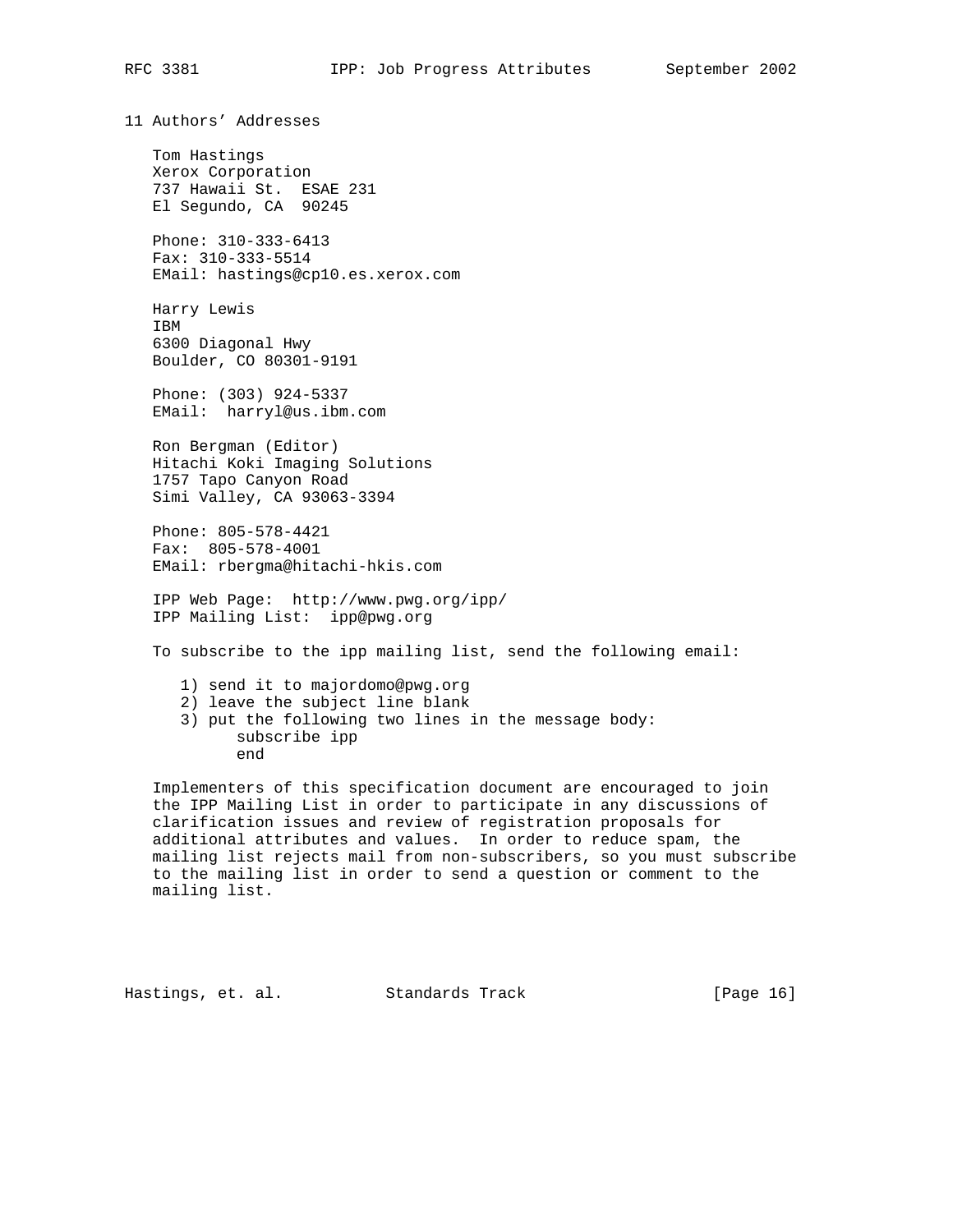## 11 Authors' Addresses

Tom Hastings
Xerox Corporation
737 Hawaii St. ESAE 231
El Segundo, CA 90245

Phone: 310-333-6413
Fax: 310-333-5514
EMail: hastings@cp10.es.xerox.com

Harry Lewis
IBM
6300 Diagonal Hwy
Boulder, CO 80301-9191

Phone: (303) 924-5337
EMail: harryl@us.ibm.com

Ron Bergman (Editor)
Hitachi Koki Imaging Solutions
1757 Tapo Canyon Road
Simi Valley, CA 93063-3394

Phone: 805-578-4421
Fax: 805-578-4001
EMail: rbergma@hitachi-hkis.com

IPP Web Page: http://www.pwg.org/ipp/
IPP Mailing List: ipp@pwg.org

To subscribe to the ipp mailing list, send the following email:

1) send it to majordomo@pwg.org
2) leave the subject line blank
3) put the following two lines in the message body:

```
subscribe ipp
end
```

Implementers of this specification document are encouraged to join the IPP Mailing List in order to participate in any discussions of clarification issues and review of registration proposals for additional attributes and values. In order to reduce spam, the mailing list rejects mail from non-subscribers, so you must subscribe to the mailing list in order to send a question or comment to the mailing list.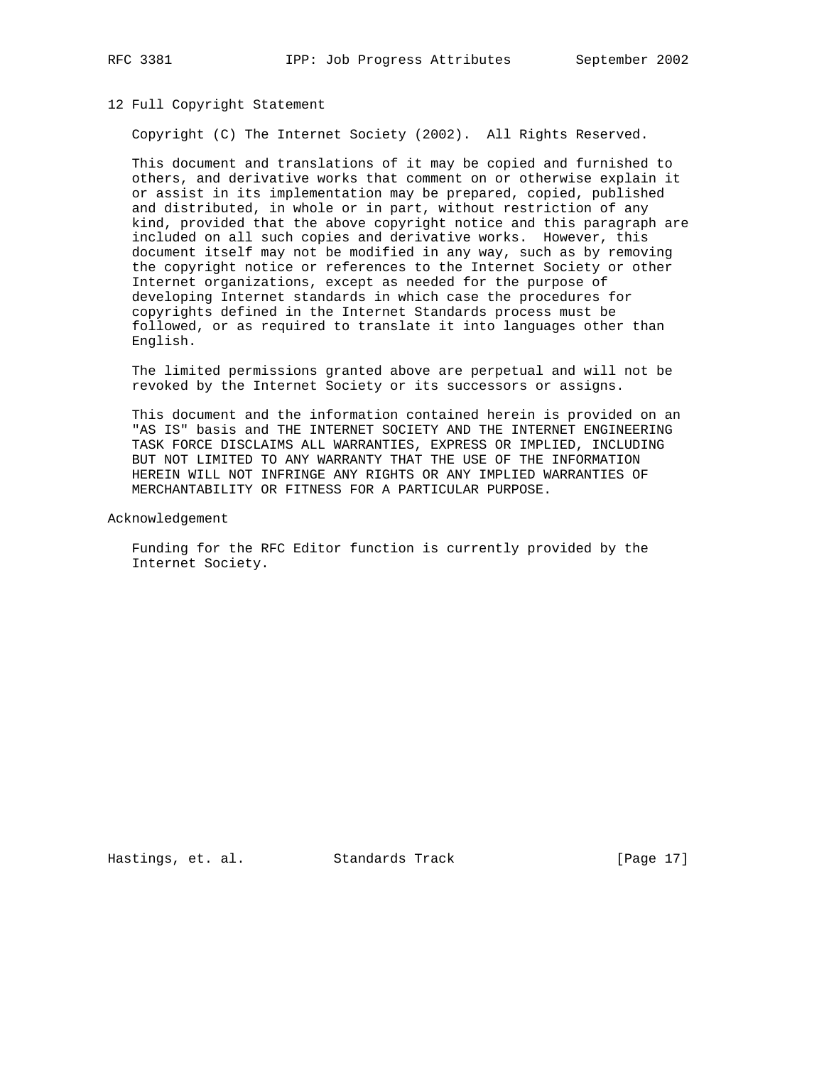## 12 Full Copyright Statement

Copyright (C) The Internet Society (2002). All Rights Reserved.

This document and translations of it may be copied and furnished to others, and derivative works that comment on or otherwise explain it or assist in its implementation may be prepared, copied, published and distributed, in whole or in part, without restriction of any kind, provided that the above copyright notice and this paragraph are included on all such copies and derivative works. However, this document itself may not be modified in any way, such as by removing the copyright notice or references to the Internet Society or other Internet organizations, except as needed for the purpose of developing Internet standards in which case the procedures for copyrights defined in the Internet Standards process must be followed, or as required to translate it into languages other than English.

The limited permissions granted above are perpetual and will not be revoked by the Internet Society or its successors or assigns.

This document and the information contained herein is provided on an "AS IS" basis and THE INTERNET SOCIETY AND THE INTERNET ENGINEERING TASK FORCE DISCLAIMS ALL WARRANTIES, EXPRESS OR IMPLIED, INCLUDING BUT NOT LIMITED TO ANY WARRANTY THAT THE USE OF THE INFORMATION HEREIN WILL NOT INFRINGE ANY RIGHTS OR ANY IMPLIED WARRANTIES OF MERCHANTABILITY OR FITNESS FOR A PARTICULAR PURPOSE.

## Acknowledgement

Funding for the RFC Editor function is currently provided by the Internet Society.